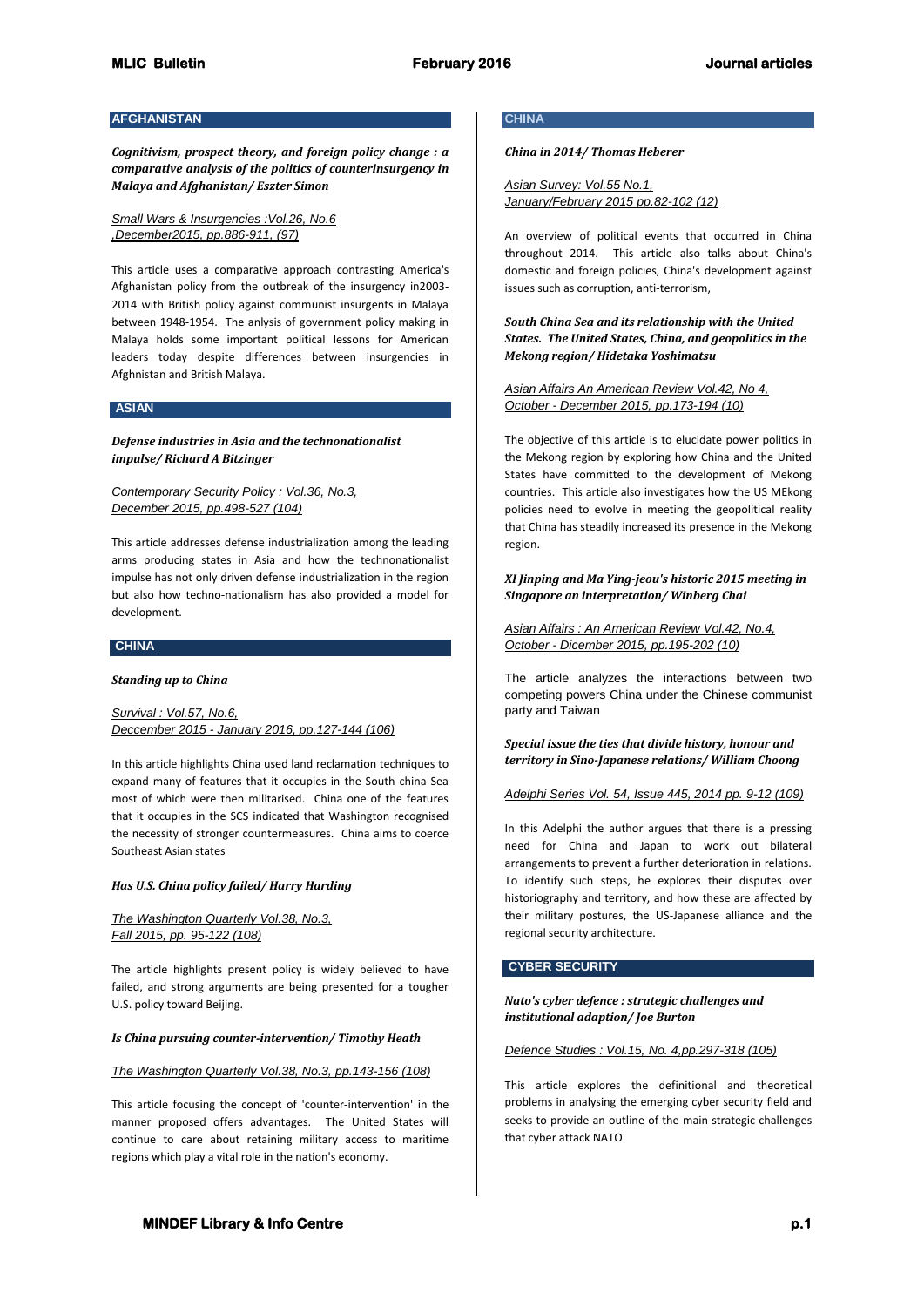## AFGHANISTAN

***Cognitivism, prospect theory, and foreign policy change : a comparative analysis of the politics of counterinsurgency in Malaya and Afghanistan/ Eszter Simon***

*Small Wars & Insurgencies :Vol.26, No.6 ,December2015, pp.886-911, (97)*

This article uses a comparative approach contrasting America's Afghanistan policy from the outbreak of the insurgency in2003-2014 with British policy against communist insurgents in Malaya between 1948-1954. The anlysis of government policy making in Malaya holds some important political lessons for American leaders today despite differences between insurgencies in Afghnistan and British Malaya.

## ASIAN

***Defense industries in Asia and the technonationalist impulse/ Richard A Bitzinger***

*Contemporary Security Policy : Vol.36, No.3, December 2015, pp.498-527 (104)*

This article addresses defense industrialization among the leading arms producing states in Asia and how the technonationalist impulse has not only driven defense industrialization in the region but also how techno-nationalism has also provided a model for development.

## CHINA

***Standing up to China***

*Survival : Vol.57, No.6, Deccember 2015 - January 2016, pp.127-144 (106)*

In this article highlights China used land reclamation techniques to expand many of features that it occupies in the South china Sea most of which were then militarised. China one of the features that it occupies in the SCS indicated that Washington recognised the necessity of stronger countermeasures. China aims to coerce Southeast Asian states

***Has U.S. China policy failed/ Harry Harding***

*The Washington Quarterly Vol.38, No.3, Fall 2015, pp. 95-122 (108)*

The article highlights present policy is widely believed to have failed, and strong arguments are being presented for a tougher U.S. policy toward Beijing.

***Is China pursuing counter-intervention/ Timothy Heath***

*The Washington Quarterly Vol.38, No.3, pp.143-156 (108)*

This article focusing the concept of 'counter-intervention' in the manner proposed offers advantages. The United States will continue to care about retaining military access to maritime regions which play a vital role in the nation's economy.

## CHINA

***China in 2014/ Thomas Heberer***

*Asian Survey: Vol.55 No.1, January/February 2015 pp.82-102 (12)*

An overview of political events that occurred in China throughout 2014. This article also talks about China's domestic and foreign policies, China's development against issues such as corruption, anti-terrorism,

***South China Sea and its relationship with the United States. The United States, China, and geopolitics in the Mekong region/ Hidetaka Yoshimatsu***

*Asian Affairs An American Review Vol.42, No 4, October - December 2015, pp.173-194 (10)*

The objective of this article is to elucidate power politics in the Mekong region by exploring how China and the United States have committed to the development of Mekong countries. This article also investigates how the US MEkong policies need to evolve in meeting the geopolitical reality that China has steadily increased its presence in the Mekong region.

***XI Jinping and Ma Ying-jeou's historic 2015 meeting in Singapore an interpretation/ Winberg Chai***

*Asian Affairs : An American Review Vol.42, No.4, October - Dicember 2015, pp.195-202 (10)*

The article analyzes the interactions between two competing powers China under the Chinese communist party and Taiwan

***Special issue the ties that divide history, honour and territory in Sino-Japanese relations/ William Choong***

*Adelphi Series Vol. 54, Issue 445, 2014 pp. 9-12 (109)*

In this Adelphi the author argues that there is a pressing need for China and Japan to work out bilateral arrangements to prevent a further deterioration in relations. To identify such steps, he explores their disputes over historiography and territory, and how these are affected by their military postures, the US-Japanese alliance and the regional security architecture.

## CYBER SECURITY

***Nato's cyber defence : strategic challenges and institutional adaption/ Joe Burton***

*Defence Studies : Vol.15, No. 4,pp.297-318 (105)*

This article explores the definitional and theoretical problems in analysing the emerging cyber security field and seeks to provide an outline of the main strategic challenges that cyber attack NATO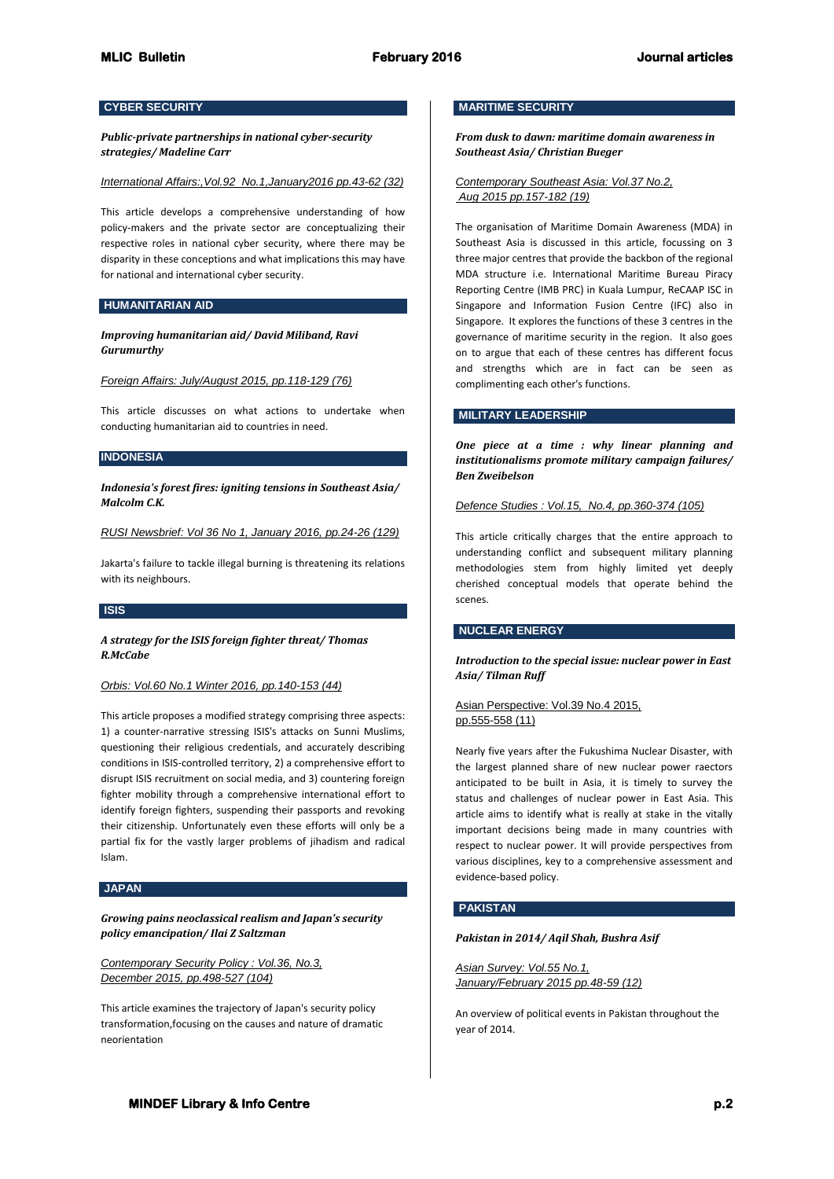## CYBER SECURITY

***Public-private partnerships in national cyber-security strategies/ Madeline Carr***

*International Affairs:,Vol.92 No.1,January2016 pp.43-62 (32)*

This article develops a comprehensive understanding of how policy-makers and the private sector are conceptualizing their respective roles in national cyber security, where there may be disparity in these conceptions and what implications this may have for national and international cyber security.

## HUMANITARIAN AID

***Improving humanitarian aid/ David Miliband, Ravi Gurumurthy***

*Foreign Affairs: July/August 2015, pp.118-129 (76)*

This article discusses on what actions to undertake when conducting humanitarian aid to countries in need.

## INDONESIA

***Indonesia's forest fires: igniting tensions in Southeast Asia/ Malcolm C.K.***

*RUSI Newsbrief: Vol 36 No 1, January 2016, pp.24-26 (129)*

Jakarta's failure to tackle illegal burning is threatening its relations with its neighbours.

## ISIS

***A strategy for the ISIS foreign fighter threat/ Thomas R.McCabe***

*Orbis: Vol.60 No.1 Winter 2016, pp.140-153 (44)*

This article proposes a modified strategy comprising three aspects: 1) a counter-narrative stressing ISIS's attacks on Sunni Muslims, questioning their religious credentials, and accurately describing conditions in ISIS-controlled territory, 2) a comprehensive effort to disrupt ISIS recruitment on social media, and 3) countering foreign fighter mobility through a comprehensive international effort to identify foreign fighters, suspending their passports and revoking their citizenship. Unfortunately even these efforts will only be a partial fix for the vastly larger problems of jihadism and radical Islam.

## JAPAN

***Growing pains neoclassical realism and Japan's security policy emancipation/ Ilai Z Saltzman***

*Contemporary Security Policy : Vol.36, No.3, December 2015, pp.498-527 (104)*

This article examines the trajectory of Japan's security policy transformation,focusing on the causes and nature of dramatic neorientation

## MARITIME SECURITY

***From dusk to dawn: maritime domain awareness in Southeast Asia/ Christian Bueger***

*Contemporary Southeast Asia: Vol.37 No.2, Aug 2015 pp.157-182 (19)*

The organisation of Maritime Domain Awareness (MDA) in Southeast Asia is discussed in this article, focussing on 3 three major centres that provide the backbon of the regional MDA structure i.e. International Maritime Bureau Piracy Reporting Centre (IMB PRC) in Kuala Lumpur, ReCAAP ISC in Singapore and Information Fusion Centre (IFC) also in Singapore. It explores the functions of these 3 centres in the governance of maritime security in the region. It also goes on to argue that each of these centres has different focus and strengths which are in fact can be seen as complimenting each other's functions.

## MILITARY LEADERSHIP

***One piece at a time : why linear planning and institutionalisms promote military campaign failures/ Ben Zweibelson***

*Defence Studies : Vol.15, No.4, pp.360-374 (105)*

This article critically charges that the entire approach to understanding conflict and subsequent military planning methodologies stem from highly limited yet deeply cherished conceptual models that operate behind the scenes.

## NUCLEAR ENERGY

***Introduction to the special issue: nuclear power in East Asia/ Tilman Ruff***

Asian Perspective: Vol.39 No.4 2015, pp.555-558 (11)

Nearly five years after the Fukushima Nuclear Disaster, with the largest planned share of new nuclear power raectors anticipated to be built in Asia, it is timely to survey the status and challenges of nuclear power in East Asia. This article aims to identify what is really at stake in the vitally important decisions being made in many countries with respect to nuclear power. It will provide perspectives from various disciplines, key to a comprehensive assessment and evidence-based policy.

## PAKISTAN

***Pakistan in 2014/ Aqil Shah, Bushra Asif***

*Asian Survey: Vol.55 No.1, January/February 2015 pp.48-59 (12)*

An overview of political events in Pakistan throughout the year of 2014.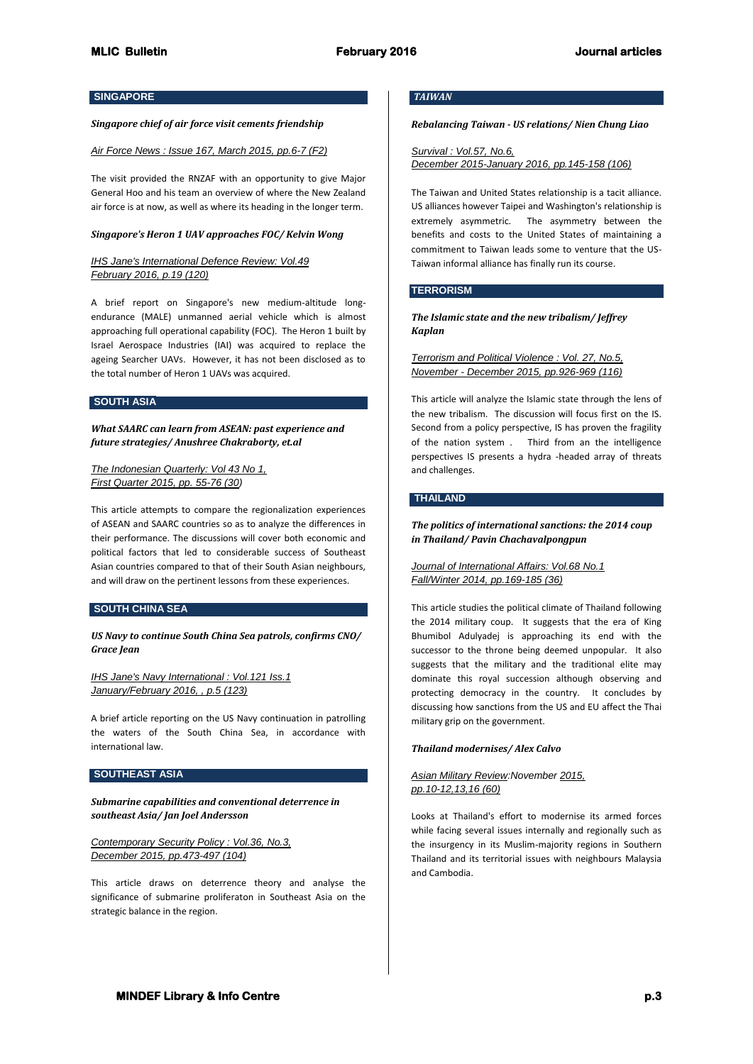## SINGAPORE

***Singapore chief of air force visit cements friendship***

Air Force News : Issue 167, March 2015, pp.6-7 (F2)

The visit provided the RNZAF with an opportunity to give Major General Hoo and his team an overview of where the New Zealand air force is at now, as well as where its heading in the longer term.

***Singapore's Heron 1 UAV approaches FOC/ Kelvin Wong***

IHS Jane's International Defence Review: Vol.49
February 2016, p.19 (120)

A brief report on Singapore's new medium-altitude long-endurance (MALE) unmanned aerial vehicle which is almost approaching full operational capability (FOC). The Heron 1 built by Israel Aerospace Industries (IAI) was acquired to replace the ageing Searcher UAVs. However, it has not been disclosed as to the total number of Heron 1 UAVs was acquired.

## SOUTH ASIA

***What SAARC can learn from ASEAN: past experience and future strategies/ Anushree Chakraborty, et.al***

The Indonesian Quarterly: Vol 43 No 1,
First Quarter 2015, pp. 55-76 (30)

This article attempts to compare the regionalization experiences of ASEAN and SAARC countries so as to analyze the differences in their performance. The discussions will cover both economic and political factors that led to considerable success of Southeast Asian countries compared to that of their South Asian neighbours, and will draw on the pertinent lessons from these experiences.

## SOUTH CHINA SEA

***US Navy to continue South China Sea patrols, confirms CNO/ Grace Jean***

IHS Jane's Navy International : Vol.121 Iss.1
January/February 2016, , p.5 (123)

A brief article reporting on the US Navy continuation in patrolling the waters of the South China Sea, in accordance with international law.

## SOUTHEAST ASIA

***Submarine capabilities and conventional deterrence in southeast Asia/ Jan Joel Andersson***

Contemporary Security Policy : Vol.36, No.3,
December 2015, pp.473-497 (104)

This article draws on deterrence theory and analyse the significance of submarine proliferaton in Southeast Asia on the strategic balance in the region.

## TAIWAN

***Rebalancing Taiwan - US relations/ Nien Chung Liao***

Survival : Vol.57, No.6,
December 2015-January 2016, pp.145-158 (106)

The Taiwan and United States relationship is a tacit alliance. US alliances however Taipei and Washington's relationship is extremely asymmetric. The asymmetry between the benefits and costs to the United States of maintaining a commitment to Taiwan leads some to venture that the US-Taiwan informal alliance has finally run its course.

## TERRORISM

***The Islamic state and the new tribalism/ Jeffrey Kaplan***

Terrorism and Political Violence : Vol. 27, No.5,
November - December 2015, pp.926-969 (116)

This article will analyze the Islamic state through the lens of the new tribalism. The discussion will focus first on the IS. Second from a policy perspective, IS has proven the fragility of the nation system . Third from an the intelligence perspectives IS presents a hydra -headed array of threats and challenges.

## THAILAND

***The politics of international sanctions: the 2014 coup in Thailand/ Pavin Chachavalpongpun***

Journal of International Affairs: Vol.68 No.1
Fall/Winter 2014, pp.169-185 (36)

This article studies the political climate of Thailand following the 2014 military coup. It suggests that the era of King Bhumibol Adulyadej is approaching its end with the successor to the throne being deemed unpopular. It also suggests that the military and the traditional elite may dominate this royal succession although observing and protecting democracy in the country. It concludes by discussing how sanctions from the US and EU affect the Thai military grip on the government.

***Thailand modernises/ Alex Calvo***

Asian Military Review:November 2015,
pp.10-12,13,16 (60)

Looks at Thailand's effort to modernise its armed forces while facing several issues internally and regionally such as the insurgency in its Muslim-majority regions in Southern Thailand and its territorial issues with neighbours Malaysia and Cambodia.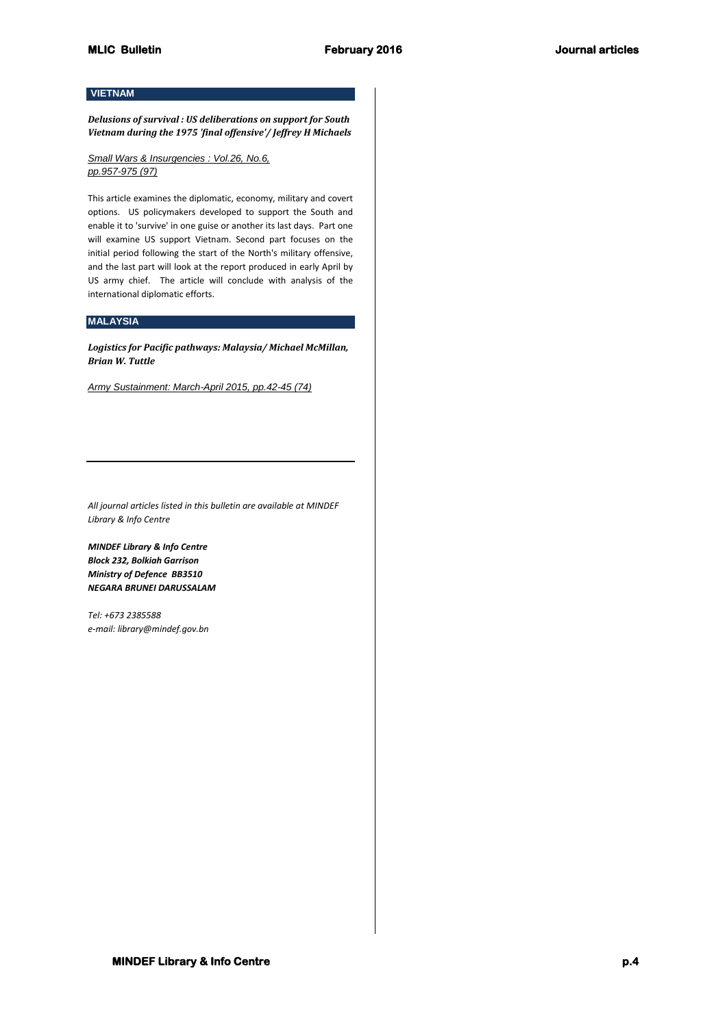## VIETNAM

***Delusions of survival : US deliberations on support for South Vietnam during the 1975 'final offensive'/ Jeffrey H Michaels***

*Small Wars & Insurgencies : Vol.26, No.6, pp.957-975 (97)*

This article examines the diplomatic, economy, military and covert options. US policymakers developed to support the South and enable it to 'survive' in one guise or another its last days. Part one will examine US support Vietnam. Second part focuses on the initial period following the start of the North's military offensive, and the last part will look at the report produced in early April by US army chief. The article will conclude with analysis of the international diplomatic efforts.

## MALAYSIA

***Logistics for Pacific pathways: Malaysia/ Michael McMillan, Brian W. Tuttle***

*Army Sustainment: March-April 2015, pp.42-45 (74)*

---

*All journal articles listed in this bulletin are available at MINDEF Library & Info Centre*

***MINDEF Library & Info Centre***
***Block 232, Bolkiah Garrison***
***Ministry of Defence BB3510***
***NEGARA BRUNEI DARUSSALAM***

*Tel: +673 2385588*
*e-mail: library@mindef.gov.bn*